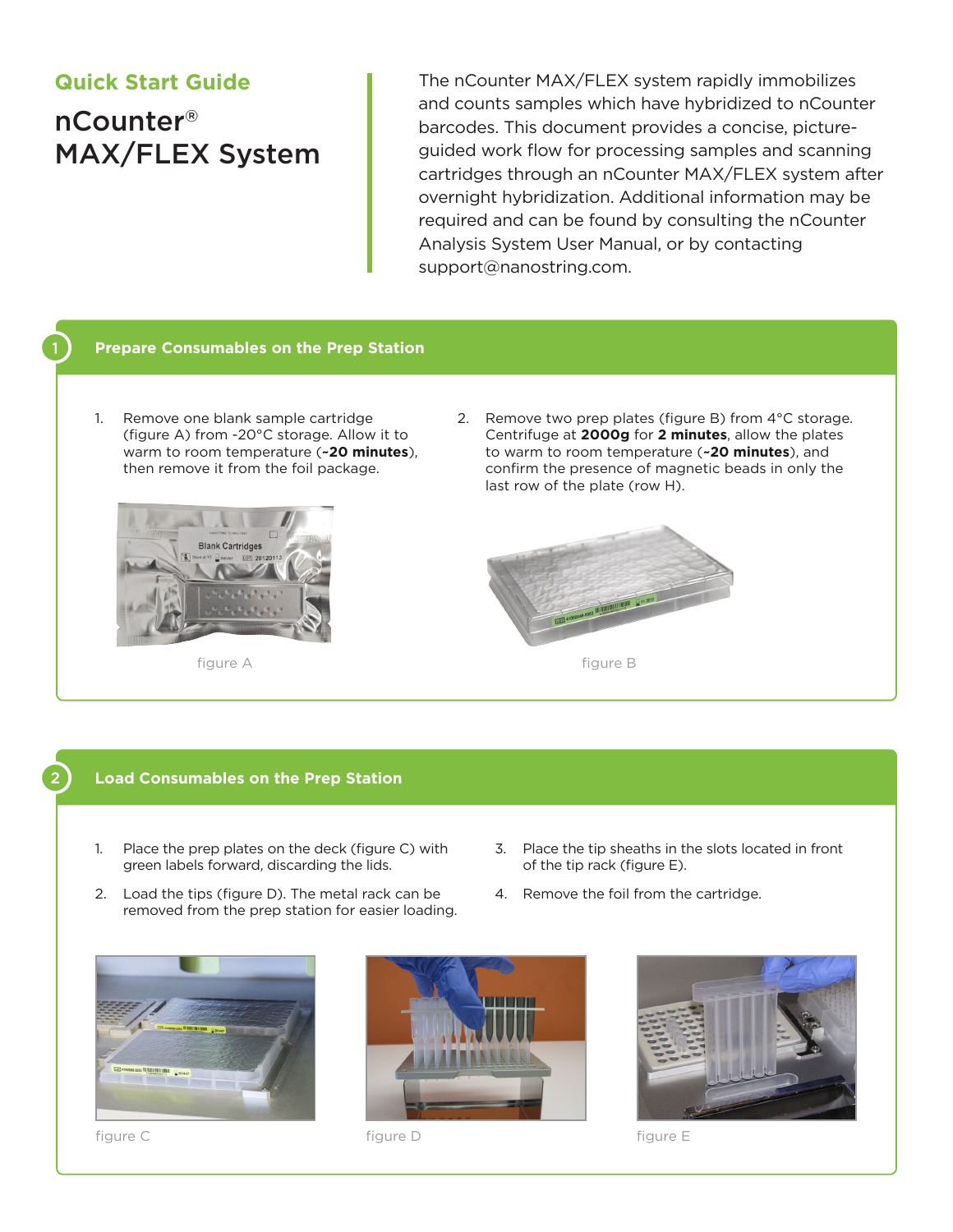**Quick Start Guide**

# nCounter® MAX/FLEX System

The nCounter MAX/FLEX system rapidly immobilizes and counts samples which have hybridized to nCounter barcodes. This document provides a concise, picture-guided work flow for processing samples and scanning cartridges through an nCounter MAX/FLEX system after overnight hybridization. Additional information may be required and can be found by consulting the nCounter Analysis System User Manual, or by contacting support@nanostring.com.

## 1 Prepare Consumables on the Prep Station

1. Remove one blank sample cartridge (figure A) from -20°C storage. Allow it to warm to room temperature (**~20 minutes**), then remove it from the foil package.
2. Remove two prep plates (figure B) from 4°C storage. Centrifuge at **2000g** for **2 minutes**, allow the plates to warm to room temperature (**~20 minutes**), and confirm the presence of magnetic beads in only the last row of the plate (row H).

figure A

figure B

## 2 Load Consumables on the Prep Station

1. Place the prep plates on the deck (figure C) with green labels forward, discarding the lids.
2. Load the tips (figure D). The metal rack can be removed from the prep station for easier loading.
3. Place the tip sheaths in the slots located in front of the tip rack (figure E).
4. Remove the foil from the cartridge.

figure C

figure D

figure E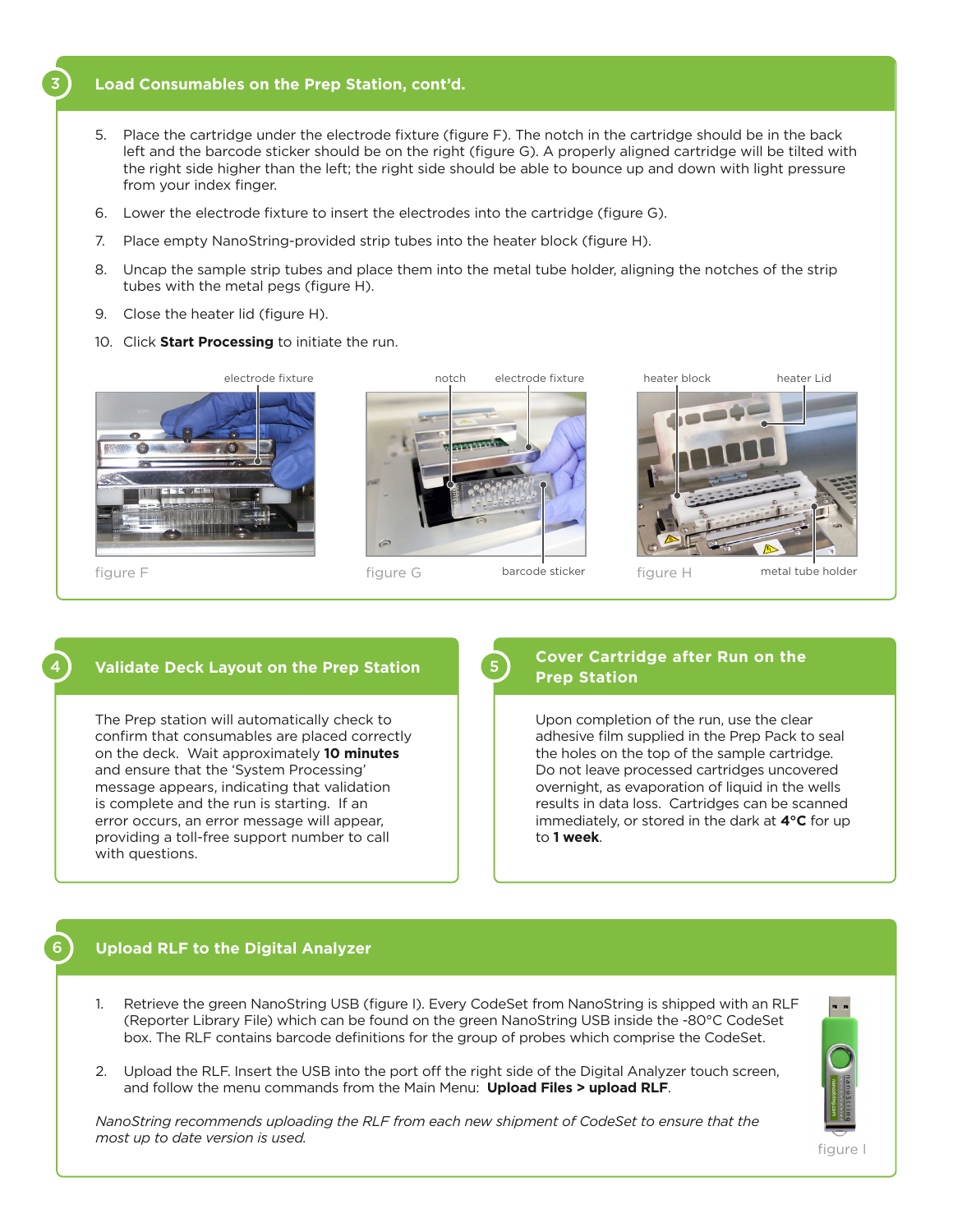## 3 Load Consumables on the Prep Station, cont'd.

5. Place the cartridge under the electrode fixture (figure F). The notch in the cartridge should be in the back left and the barcode sticker should be on the right (figure G). A properly aligned cartridge will be tilted with the right side higher than the left; the right side should be able to bounce up and down with light pressure from your index finger.
6. Lower the electrode fixture to insert the electrodes into the cartridge (figure G).
7. Place empty NanoString-provided strip tubes into the heater block (figure H).
8. Uncap the sample strip tubes and place them into the metal tube holder, aligning the notches of the strip tubes with the metal pegs (figure H).
9. Close the heater lid (figure H).
10. Click **Start Processing** to initiate the run.

electrode fixture

figure F

notch, electrode fixture, barcode sticker

figure G

heater block, heater Lid, metal tube holder

figure H

## 4 Validate Deck Layout on the Prep Station

The Prep station will automatically check to confirm that consumables are placed correctly on the deck. Wait approximately **10 minutes** and ensure that the 'System Processing' message appears, indicating that validation is complete and the run is starting. If an error occurs, an error message will appear, providing a toll-free support number to call with questions.

## 5 Cover Cartridge after Run on the Prep Station

Upon completion of the run, use the clear adhesive film supplied in the Prep Pack to seal the holes on the top of the sample cartridge. Do not leave processed cartridges uncovered overnight, as evaporation of liquid in the wells results in data loss. Cartridges can be scanned immediately, or stored in the dark at **4°C** for up to **1 week**.

## 6 Upload RLF to the Digital Analyzer

1. Retrieve the green NanoString USB (figure I). Every CodeSet from NanoString is shipped with an RLF (Reporter Library File) which can be found on the green NanoString USB inside the -80°C CodeSet box. The RLF contains barcode definitions for the group of probes which comprise the CodeSet.
2. Upload the RLF. Insert the USB into the port off the right side of the Digital Analyzer touch screen, and follow the menu commands from the Main Menu: **Upload Files > upload RLF**.

*NanoString recommends uploading the RLF from each new shipment of CodeSet to ensure that the most up to date version is used.*

figure I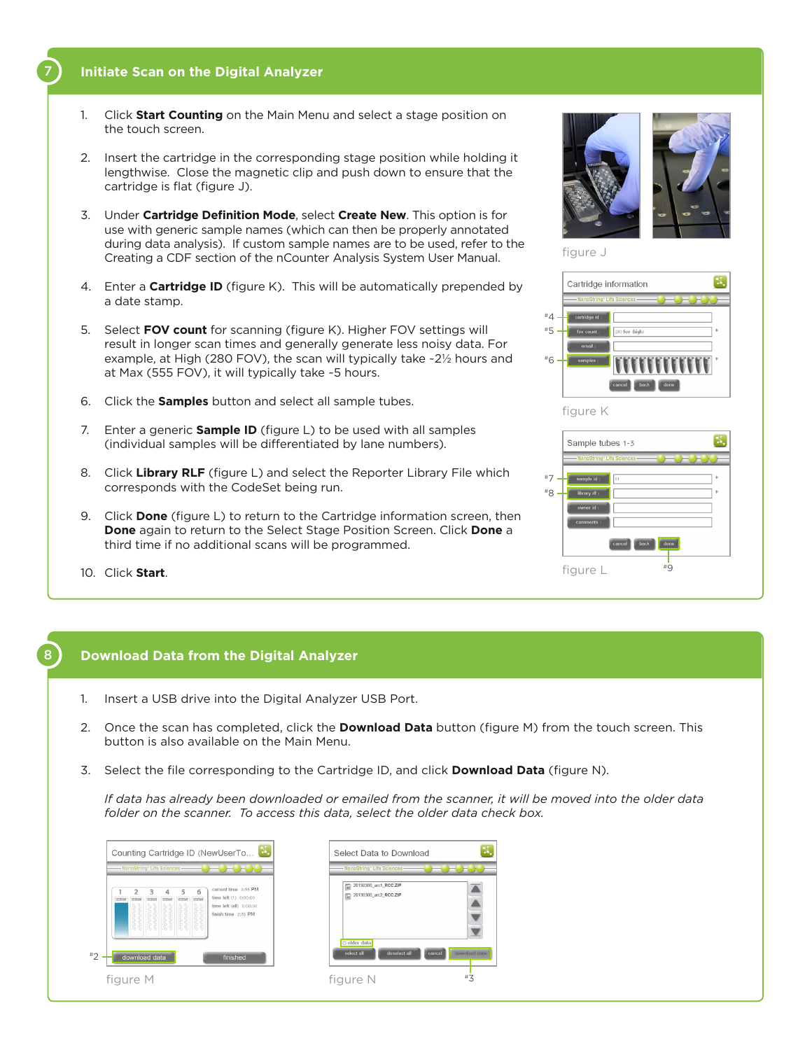## 7 Initiate Scan on the Digital Analyzer

1. Click **Start Counting** on the Main Menu and select a stage position on the touch screen.
2. Insert the cartridge in the corresponding stage position while holding it lengthwise. Close the magnetic clip and push down to ensure that the cartridge is flat (figure J).
3. Under **Cartridge Definition Mode**, select **Create New**. This option is for use with generic sample names (which can then be properly annotated during data analysis). If custom sample names are to be used, refer to the Creating a CDF section of the nCounter Analysis System User Manual.
4. Enter a **Cartridge ID** (figure K). This will be automatically prepended by a date stamp.
5. Select **FOV count** for scanning (figure K). Higher FOV settings will result in longer scan times and generally generate less noisy data. For example, at High (280 FOV), the scan will typically take ~2½ hours and at Max (555 FOV), it will typically take ~5 hours.
6. Click the **Samples** button and select all sample tubes.
7. Enter a generic **Sample ID** (figure L) to be used with all samples (individual samples will be differentiated by lane numbers).
8. Click **Library RLF** (figure L) and select the Reporter Library File which corresponds with the CodeSet being run.
9. Click **Done** (figure L) to return to the Cartridge information screen, then **Done** again to return to the Select Stage Position Screen. Click **Done** a third time if no additional scans will be programmed.
10. Click **Start**.

figure J

figure K

figure L

## 8 Download Data from the Digital Analyzer

1. Insert a USB drive into the Digital Analyzer USB Port.
2. Once the scan has completed, click the **Download Data** button (figure M) from the touch screen. This button is also available on the Main Menu.
3. Select the file corresponding to the Cartridge ID, and click **Download Data** (figure N).

*If data has already been downloaded or emailed from the scanner, it will be moved into the older data folder on the scanner. To access this data, select the older data check box.*

figure M

figure N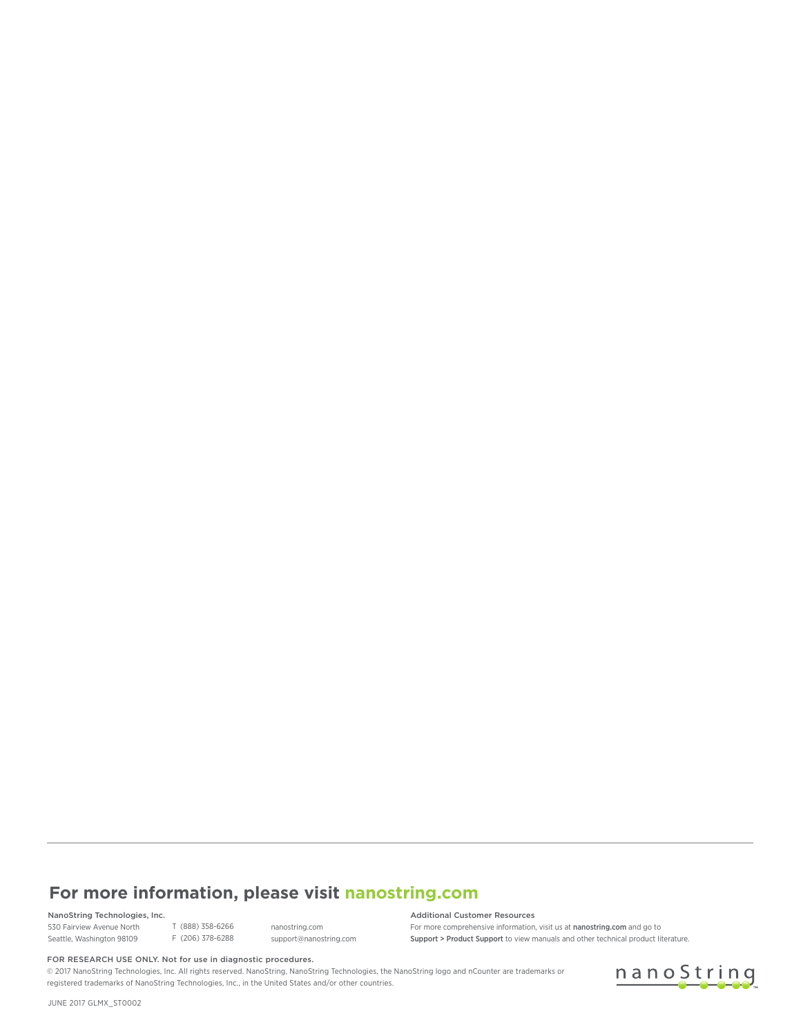## For more information, please visit nanostring.com

**NanoString Technologies, Inc.**
530 Fairview Avenue North
Seattle, Washington 98109

T (888) 358-6266
F (206) 378-6288

nanostring.com
support@nanostring.com

**Additional Customer Resources**
For more comprehensive information, visit us at **nanostring.com** and go to **Support > Product Support** to view manuals and other technical product literature.

FOR RESEARCH USE ONLY. Not for use in diagnostic procedures.

© 2017 NanoString Technologies, Inc. All rights reserved. NanoString, NanoString Technologies, the NanoString logo and nCounter are trademarks or registered trademarks of NanoString Technologies, Inc., in the United States and/or other countries.

nanoString™

JUNE 2017 GLMX_ST0002